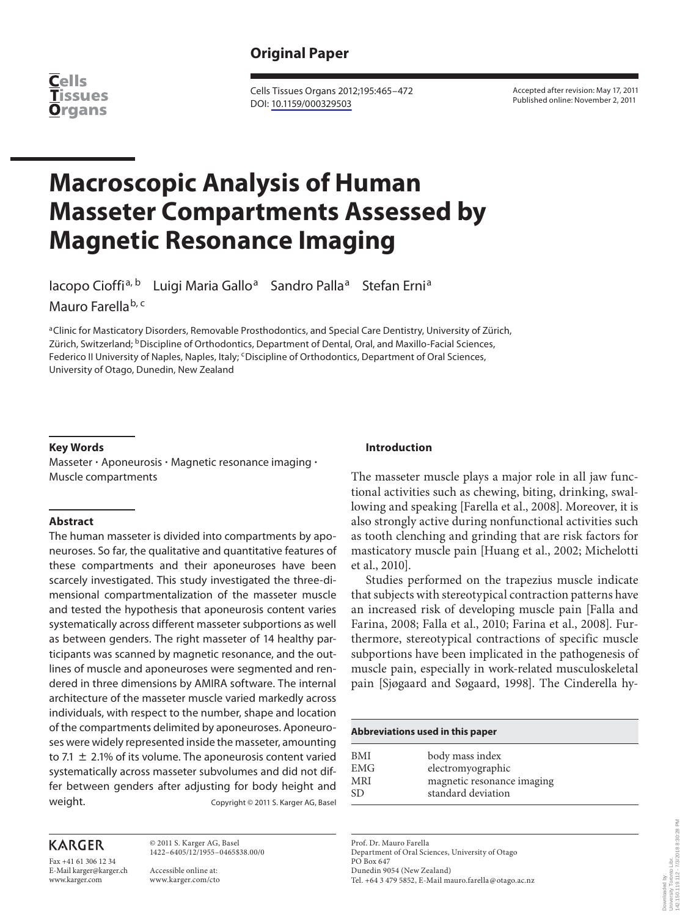Original Paper

Cells Tissues Organs 2012;195:465–472
DOI: 10.1159/000329503

Accepted after revision: May 17, 2011
Published online: November 2, 2011

# Macroscopic Analysis of Human Masseter Compartments Assessed by Magnetic Resonance Imaging

Iacopo Cioffi[a, b] Luigi Maria Gallo[a] Sandro Palla[a] Stefan Erni[a] Mauro Farella[b, c]

[a]Clinic for Masticatory Disorders, Removable Prosthodontics, and Special Care Dentistry, University of Zürich, Zürich, Switzerland; [b]Discipline of Orthodontics, Department of Dental, Oral, and Maxillo-Facial Sciences, Federico II University of Naples, Naples, Italy; [c]Discipline of Orthodontics, Department of Oral Sciences, University of Otago, Dunedin, New Zealand

### Key Words

Masseter · Aponeurosis · Magnetic resonance imaging · Muscle compartments

### Abstract

The human masseter is divided into compartments by aponeuroses. So far, the qualitative and quantitative features of these compartments and their aponeuroses have been scarcely investigated. This study investigated the three-dimensional compartmentalization of the masseter muscle and tested the hypothesis that aponeurosis content varies systematically across different masseter subportions as well as between genders. The right masseter of 14 healthy participants was scanned by magnetic resonance, and the outlines of muscle and aponeuroses were segmented and rendered in three dimensions by AMIRA software. The internal architecture of the masseter muscle varied markedly across individuals, with respect to the number, shape and location of the compartments delimited by aponeuroses. Aponeuroses were widely represented inside the masseter, amounting to 7.1 ± 2.1% of its volume. The aponeurosis content varied systematically across masseter subvolumes and did not differ between genders after adjusting for body height and weight.

Copyright © 2011 S. Karger AG, Basel

### Introduction

The masseter muscle plays a major role in all jaw functional activities such as chewing, biting, drinking, swallowing and speaking [Farella et al., 2008]. Moreover, it is also strongly active during nonfunctional activities such as tooth clenching and grinding that are risk factors for masticatory muscle pain [Huang et al., 2002; Michelotti et al., 2010].

Studies performed on the trapezius muscle indicate that subjects with stereotypical contraction patterns have an increased risk of developing muscle pain [Falla and Farina, 2008; Falla et al., 2010; Farina et al., 2008]. Furthermore, stereotypical contractions of specific muscle subportions have been implicated in the pathogenesis of muscle pain, especially in work-related musculoskeletal pain [Sjøgaard and Søgaard, 1998]. The Cinderella hy-

| Abbreviations used in this paper | |
|---|---|
| BMI | body mass index |
| EMG | electromyographic |
| MRI | magnetic resonance imaging |
| SD | standard deviation |

KARGER

Fax +41 61 306 12 34
E-Mail karger@karger.ch
www.karger.com

© 2011 S. Karger AG, Basel
1422–6405/12/1955–0465$38.00/0

Accessible online at:
www.karger.com/cto

Prof. Dr. Mauro Farella
Department of Oral Sciences, University of Otago
PO Box 647
Dunedin 9054 (New Zealand)
Tel. +64 3 479 5852, E-Mail mauro.farella@otago.ac.nz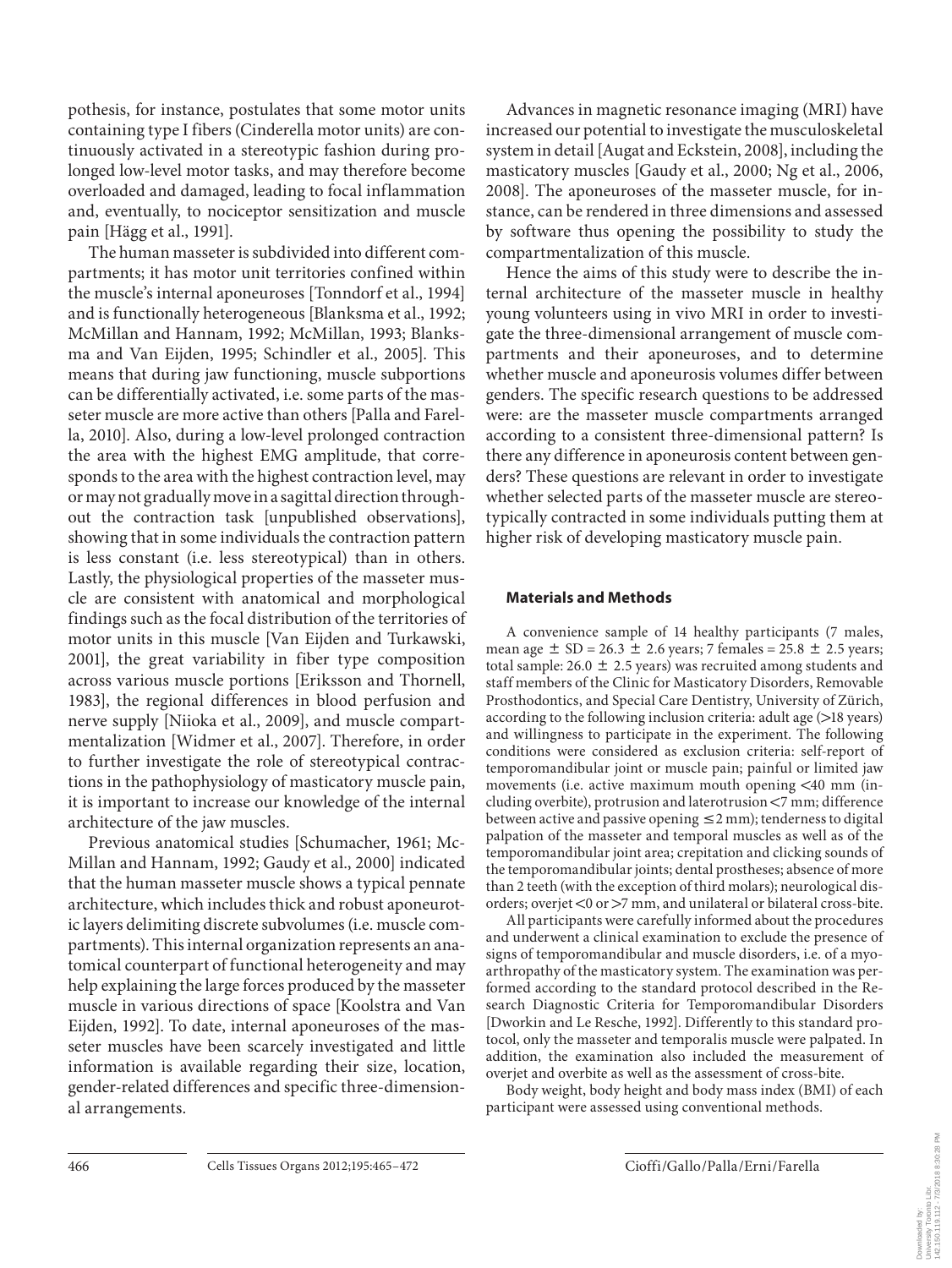pothesis, for instance, postulates that some motor units containing type I fibers (Cinderella motor units) are continuously activated in a stereotypic fashion during prolonged low-level motor tasks, and may therefore become overloaded and damaged, leading to focal inflammation and, eventually, to nociceptor sensitization and muscle pain [Hägg et al., 1991].

The human masseter is subdivided into different compartments; it has motor unit territories confined within the muscle's internal aponeuroses [Tonndorf et al., 1994] and is functionally heterogeneous [Blanksma et al., 1992; McMillan and Hannam, 1992; McMillan, 1993; Blanksma and Van Eijden, 1995; Schindler et al., 2005]. This means that during jaw functioning, muscle subportions can be differentially activated, i.e. some parts of the masseter muscle are more active than others [Palla and Farella, 2010]. Also, during a low-level prolonged contraction the area with the highest EMG amplitude, that corresponds to the area with the highest contraction level, may or may not gradually move in a sagittal direction throughout the contraction task [unpublished observations], showing that in some individuals the contraction pattern is less constant (i.e. less stereotypical) than in others. Lastly, the physiological properties of the masseter muscle are consistent with anatomical and morphological findings such as the focal distribution of the territories of motor units in this muscle [Van Eijden and Turkawski, 2001], the great variability in fiber type composition across various muscle portions [Eriksson and Thornell, 1983], the regional differences in blood perfusion and nerve supply [Niioka et al., 2009], and muscle compartmentalization [Widmer et al., 2007]. Therefore, in order to further investigate the role of stereotypical contractions in the pathophysiology of masticatory muscle pain, it is important to increase our knowledge of the internal architecture of the jaw muscles.

Previous anatomical studies [Schumacher, 1961; McMillan and Hannam, 1992; Gaudy et al., 2000] indicated that the human masseter muscle shows a typical pennate architecture, which includes thick and robust aponeurotic layers delimiting discrete subvolumes (i.e. muscle compartments). This internal organization represents an anatomical counterpart of functional heterogeneity and may help explaining the large forces produced by the masseter muscle in various directions of space [Koolstra and Van Eijden, 1992]. To date, internal aponeuroses of the masseter muscles have been scarcely investigated and little information is available regarding their size, location, gender-related differences and specific three-dimensional arrangements.

Advances in magnetic resonance imaging (MRI) have increased our potential to investigate the musculoskeletal system in detail [Augat and Eckstein, 2008], including the masticatory muscles [Gaudy et al., 2000; Ng et al., 2006, 2008]. The aponeuroses of the masseter muscle, for instance, can be rendered in three dimensions and assessed by software thus opening the possibility to study the compartmentalization of this muscle.

Hence the aims of this study were to describe the internal architecture of the masseter muscle in healthy young volunteers using in vivo MRI in order to investigate the three-dimensional arrangement of muscle compartments and their aponeuroses, and to determine whether muscle and aponeurosis volumes differ between genders. The specific research questions to be addressed were: are the masseter muscle compartments arranged according to a consistent three-dimensional pattern? Is there any difference in aponeurosis content between genders? These questions are relevant in order to investigate whether selected parts of the masseter muscle are stereotypically contracted in some individuals putting them at higher risk of developing masticatory muscle pain.

## Materials and Methods

A convenience sample of 14 healthy participants (7 males, mean age $\pm$ SD = 26.3 $\pm$ 2.6 years; 7 females = 25.8 $\pm$ 2.5 years; total sample: 26.0 $\pm$ 2.5 years) was recruited among students and staff members of the Clinic for Masticatory Disorders, Removable Prosthodontics, and Special Care Dentistry, University of Zürich, according to the following inclusion criteria: adult age (>18 years) and willingness to participate in the experiment. The following conditions were considered as exclusion criteria: self-report of temporomandibular joint or muscle pain; painful or limited jaw movements (i.e. active maximum mouth opening <40 mm (including overbite), protrusion and laterotrusion <7 mm; difference between active and passive opening $\leq$2 mm); tenderness to digital palpation of the masseter and temporal muscles as well as of the temporomandibular joint area; crepitation and clicking sounds of the temporomandibular joints; dental prostheses; absence of more than 2 teeth (with the exception of third molars); neurological disorders; overjet <0 or >7 mm, and unilateral or bilateral cross-bite.

All participants were carefully informed about the procedures and underwent a clinical examination to exclude the presence of signs of temporomandibular and muscle disorders, i.e. of a myoarthropathy of the masticatory system. The examination was performed according to the standard protocol described in the Research Diagnostic Criteria for Temporomandibular Disorders [Dworkin and Le Resche, 1992]. Differently to this standard protocol, only the masseter and temporalis muscle were palpated. In addition, the examination also included the measurement of overjet and overbite as well as the assessment of cross-bite.

Body weight, body height and body mass index (BMI) of each participant were assessed using conventional methods.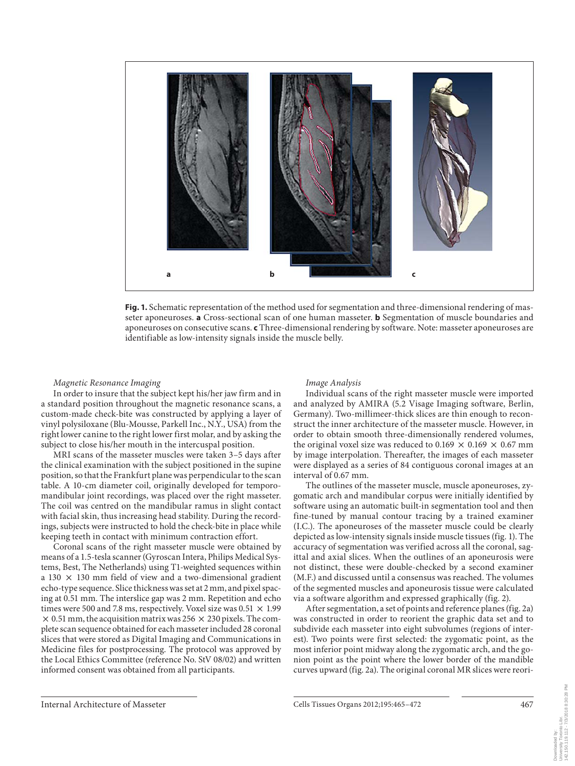**Fig. 1.** Schematic representation of the method used for segmentation and three-dimensional rendering of masseter aponeuroses. **a** Cross-sectional scan of one human masseter. **b** Segmentation of muscle boundaries and aponeuroses on consecutive scans. **c** Three-dimensional rendering by software. Note: masseter aponeuroses are identifiable as low-intensity signals inside the muscle belly.

*Magnetic Resonance Imaging*

In order to insure that the subject kept his/her jaw firm and in a standard position throughout the magnetic resonance scans, a custom-made check-bite was constructed by applying a layer of vinyl polysiloxane (Blu-Mousse, Parkell Inc., N.Y., USA) from the right lower canine to the right lower first molar, and by asking the subject to close his/her mouth in the intercuspal position.

MRI scans of the masseter muscles were taken 3–5 days after the clinical examination with the subject positioned in the supine position, so that the Frankfurt plane was perpendicular to the scan table. A 10-cm diameter coil, originally developed for temporomandibular joint recordings, was placed over the right masseter. The coil was centred on the mandibular ramus in slight contact with facial skin, thus increasing head stability. During the recordings, subjects were instructed to hold the check-bite in place while keeping teeth in contact with minimum contraction effort.

Coronal scans of the right masseter muscle were obtained by means of a 1.5-tesla scanner (Gyroscan Intera, Philips Medical Systems, Best, The Netherlands) using T1-weighted sequences within a 130 × 130 mm field of view and a two-dimensional gradient echo-type sequence. Slice thickness was set at 2 mm, and pixel spacing at 0.51 mm. The interslice gap was 2 mm. Repetition and echo times were 500 and 7.8 ms, respectively. Voxel size was 0.51 × 1.99 × 0.51 mm, the acquisition matrix was 256 × 230 pixels. The complete scan sequence obtained for each masseter included 28 coronal slices that were stored as Digital Imaging and Communications in Medicine files for postprocessing. The protocol was approved by the Local Ethics Committee (reference No. StV 08/02) and written informed consent was obtained from all participants.

*Image Analysis*

Individual scans of the right masseter muscle were imported and analyzed by AMIRA (5.2 Visage Imaging software, Berlin, Germany). Two-millimeer-thick slices are thin enough to reconstruct the inner architecture of the masseter muscle. However, in order to obtain smooth three-dimensionally rendered volumes, the original voxel size was reduced to 0.169 × 0.169 × 0.67 mm by image interpolation. Thereafter, the images of each masseter were displayed as a series of 84 contiguous coronal images at an interval of 0.67 mm.

The outlines of the masseter muscle, muscle aponeuroses, zygomatic arch and mandibular corpus were initially identified by software using an automatic built-in segmentation tool and then fine-tuned by manual contour tracing by a trained examiner (I.C.). The aponeuroses of the masseter muscle could be clearly depicted as low-intensity signals inside muscle tissues (fig. 1). The accuracy of segmentation was verified across all the coronal, sagittal and axial slices. When the outlines of an aponeurosis were not distinct, these were double-checked by a second examiner (M.F.) and discussed until a consensus was reached. The volumes of the segmented muscles and aponeurosis tissue were calculated via a software algorithm and expressed graphically (fig. 2).

After segmentation, a set of points and reference planes (fig. 2a) was constructed in order to reorient the graphic data set and to subdivide each masseter into eight subvolumes (regions of interest). Two points were first selected: the zygomatic point, as the most inferior point midway along the zygomatic arch, and the gonion point as the point where the lower border of the mandible curves upward (fig. 2a). The original coronal MR slices were reori-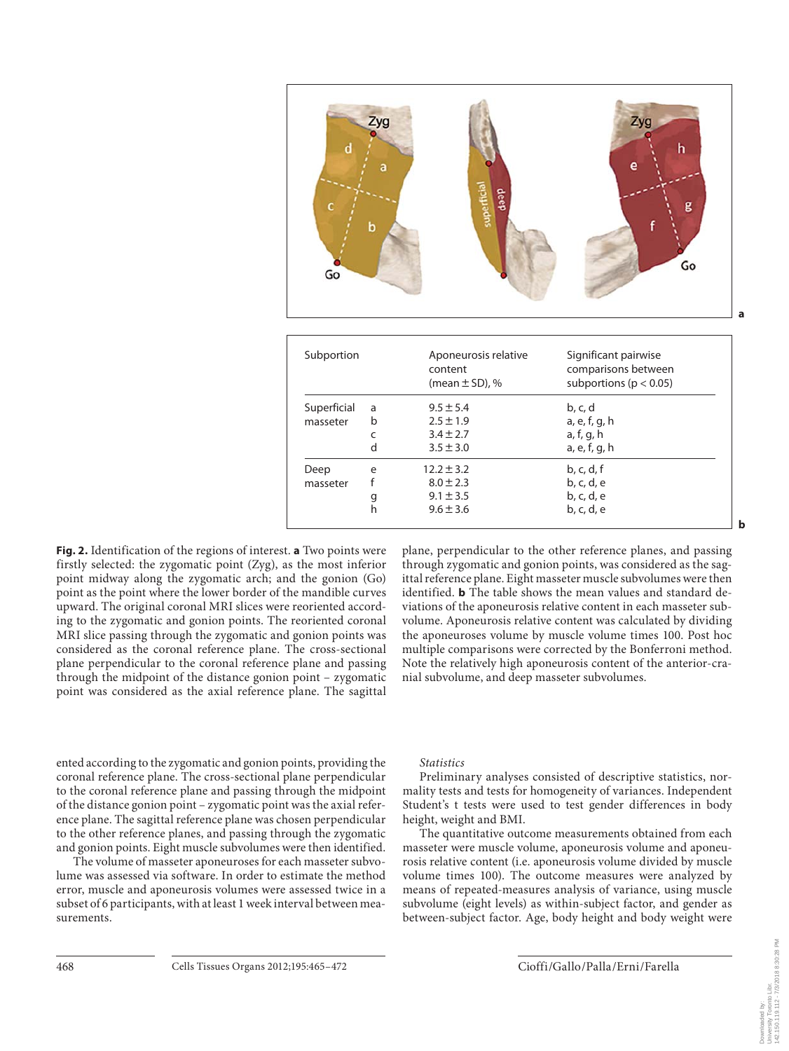Zyg

d

a

c

b

Go

superficial

deep

Zyg

h

e

g

f

Go

a

| Subportion | | Aponeurosis relative content (mean ± SD), % | Significant pairwise comparisons between subportions ($p < 0.05$) |
|---|---|---|---|
| Superficial masseter | a | 9.5 ± 5.4 | b, c, d |
| | b | 2.5 ± 1.9 | a, e, f, g, h |
| | c | 3.4 ± 2.7 | a, f, g, h |
| | d | 3.5 ± 3.0 | a, e, f, g, h |
| Deep masseter | e | 12.2 ± 3.2 | b, c, d, f |
| | f | 8.0 ± 2.3 | b, c, d, e |
| | g | 9.1 ± 3.5 | b, c, d, e |
| | h | 9.6 ± 3.6 | b, c, d, e |

b

**Fig. 2.** Identification of the regions of interest. **a** Two points were firstly selected: the zygomatic point (Zyg), as the most inferior point midway along the zygomatic arch; and the gonion (Go) point as the point where the lower border of the mandible curves upward. The original coronal MRI slices were reoriented according to the zygomatic and gonion points. The reoriented coronal MRI slice passing through the zygomatic and gonion points was considered as the coronal reference plane. The cross-sectional plane perpendicular to the coronal reference plane and passing through the midpoint of the distance gonion point – zygomatic point was considered as the axial reference plane. The sagittal plane, perpendicular to the other reference planes, and passing through zygomatic and gonion points, was considered as the sagittal reference plane. Eight masseter muscle subvolumes were then identified. **b** The table shows the mean values and standard deviations of the aponeurosis relative content in each masseter subvolume. Aponeurosis relative content was calculated by dividing the aponeuroses volume by muscle volume times 100. Post hoc multiple comparisons were corrected by the Bonferroni method. Note the relatively high aponeurosis content of the anterior-cranial subvolume, and deep masseter subvolumes.

ented according to the zygomatic and gonion points, providing the coronal reference plane. The cross-sectional plane perpendicular to the coronal reference plane and passing through the midpoint of the distance gonion point – zygomatic point was the axial reference plane. The sagittal reference plane was chosen perpendicular to the other reference planes, and passing through the zygomatic and gonion points. Eight muscle subvolumes were then identified.

The volume of masseter aponeuroses for each masseter subvolume was assessed via software. In order to estimate the method error, muscle and aponeurosis volumes were assessed twice in a subset of 6 participants, with at least 1 week interval between measurements.

*Statistics*

Preliminary analyses consisted of descriptive statistics, normality tests and tests for homogeneity of variances. Independent Student's t tests were used to test gender differences in body height, weight and BMI.

The quantitative outcome measurements obtained from each masseter were muscle volume, aponeurosis volume and aponeurosis relative content (i.e. aponeurosis volume divided by muscle volume times 100). The outcome measures were analyzed by means of repeated-measures analysis of variance, using muscle subvolume (eight levels) as within-subject factor, and gender as between-subject factor. Age, body height and body weight were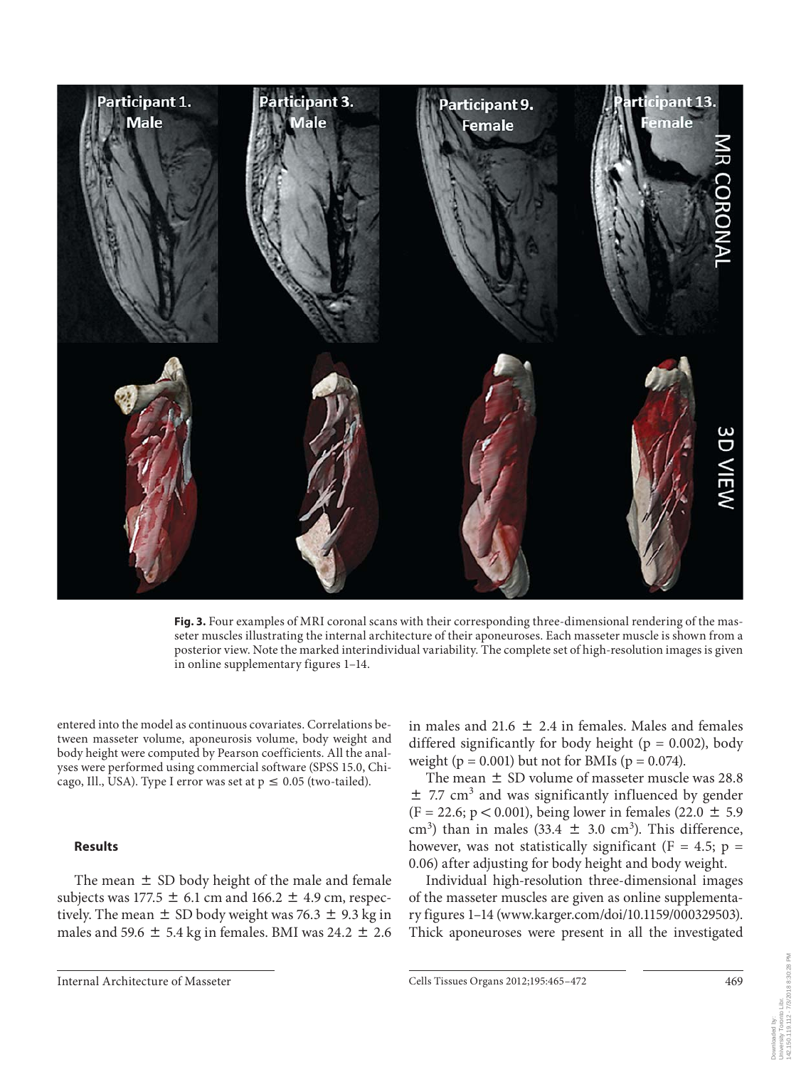**Fig. 3.** Four examples of MRI coronal scans with their corresponding three-dimensional rendering of the masseter muscles illustrating the internal architecture of their aponeuroses. Each masseter muscle is shown from a posterior view. Note the marked interindividual variability. The complete set of high-resolution images is given in online supplementary figures 1–14.

entered into the model as continuous covariates. Correlations between masseter volume, aponeurosis volume, body weight and body height were computed by Pearson coefficients. All the analyses were performed using commercial software (SPSS 15.0, Chicago, Ill., USA). Type I error was set at $p \leq 0.05$ (two-tailed).

## Results

The mean ± SD body height of the male and female subjects was 177.5 ± 6.1 cm and 166.2 ± 4.9 cm, respectively. The mean ± SD body weight was 76.3 ± 9.3 kg in males and 59.6 ± 5.4 kg in females. BMI was 24.2 ± 2.6 in males and 21.6 ± 2.4 in females. Males and females differed significantly for body height ($p = 0.002$), body weight ($p = 0.001$) but not for BMIs ($p = 0.074$).

The mean ± SD volume of masseter muscle was 28.8 ± 7.7 $cm^3$ and was significantly influenced by gender ($F = 22.6$; $p < 0.001$), being lower in females (22.0 ± 5.9 $cm^3$) than in males (33.4 ± 3.0 $cm^3$). This difference, however, was not statistically significant ($F = 4.5$; $p = 0.06$) after adjusting for body height and body weight.

Individual high-resolution three-dimensional images of the masseter muscles are given as online supplementary figures 1–14 (www.karger.com/doi/10.1159/000329503). Thick aponeuroses were present in all the investigated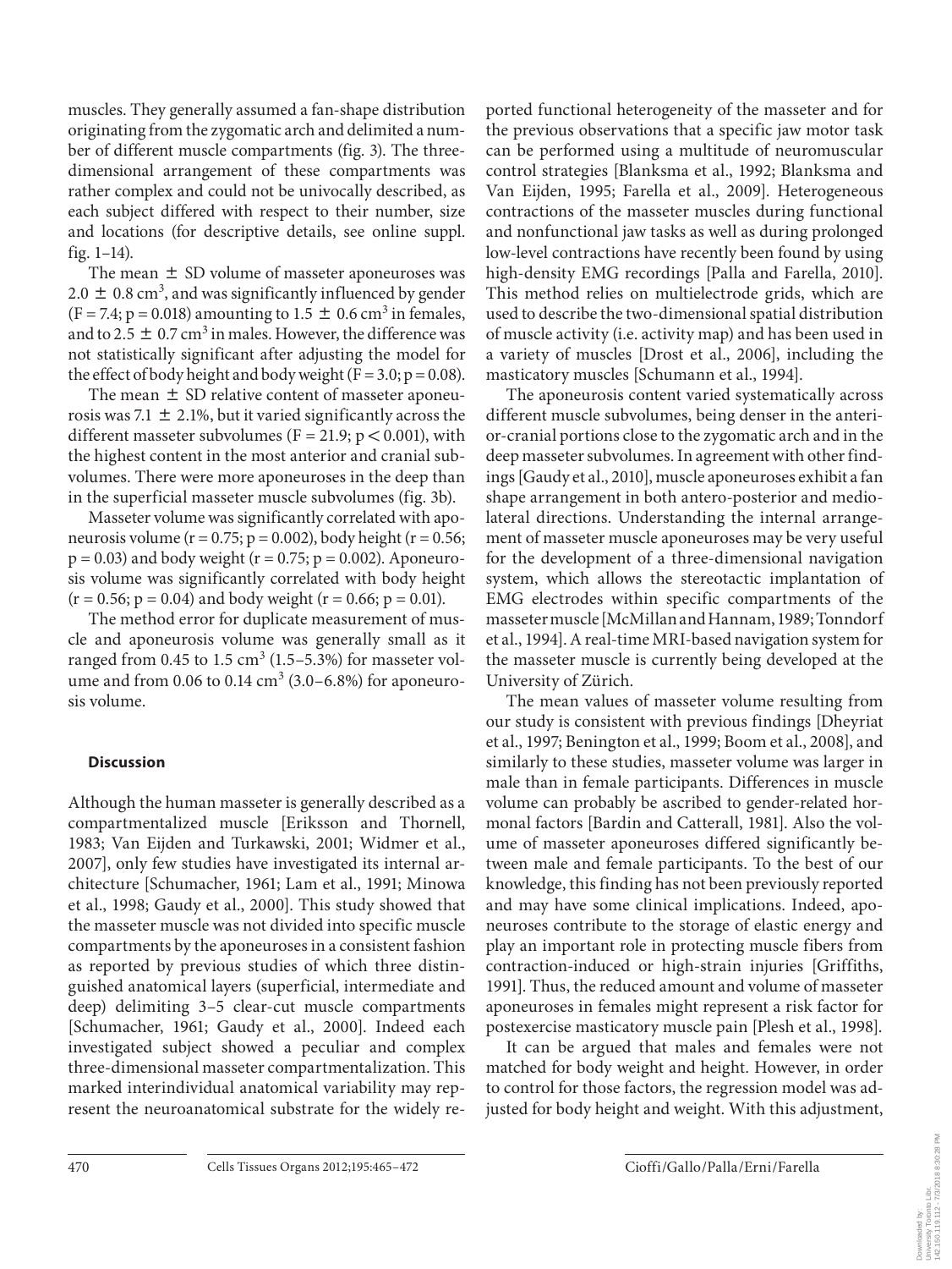muscles. They generally assumed a fan-shape distribution originating from the zygomatic arch and delimited a number of different muscle compartments (fig. 3). The three-dimensional arrangement of these compartments was rather complex and could not be univocally described, as each subject differed with respect to their number, size and locations (for descriptive details, see online suppl. fig. 1–14).

The mean ± SD volume of masseter aponeuroses was 2.0 ± 0.8 $cm^3$, and was significantly influenced by gender ($F = 7.4$; $p = 0.018$) amounting to 1.5 ± 0.6 $cm^3$ in females, and to 2.5 ± 0.7 $cm^3$ in males. However, the difference was not statistically significant after adjusting the model for the effect of body height and body weight ($F = 3.0$; $p = 0.08$).

The mean ± SD relative content of masseter aponeurosis was 7.1 ± 2.1%, but it varied significantly across the different masseter subvolumes ($F = 21.9$; $p < 0.001$), with the highest content in the most anterior and cranial subvolumes. There were more aponeuroses in the deep than in the superficial masseter muscle subvolumes (fig. 3b).

Masseter volume was significantly correlated with aponeurosis volume ($r = 0.75$; $p = 0.002$), body height ($r = 0.56$; $p = 0.03$) and body weight ($r = 0.75$; $p = 0.002$). Aponeurosis volume was significantly correlated with body height ($r = 0.56$; $p = 0.04$) and body weight ($r = 0.66$; $p = 0.01$).

The method error for duplicate measurement of muscle and aponeurosis volume was generally small as it ranged from 0.45 to 1.5 $cm^3$ (1.5–5.3%) for masseter volume and from 0.06 to 0.14 $cm^3$ (3.0–6.8%) for aponeurosis volume.

## Discussion

Although the human masseter is generally described as a compartmentalized muscle [Eriksson and Thornell, 1983; Van Eijden and Turkawski, 2001; Widmer et al., 2007], only few studies have investigated its internal architecture [Schumacher, 1961; Lam et al., 1991; Minowa et al., 1998; Gaudy et al., 2000]. This study showed that the masseter muscle was not divided into specific muscle compartments by the aponeuroses in a consistent fashion as reported by previous studies of which three distinguished anatomical layers (superficial, intermediate and deep) delimiting 3–5 clear-cut muscle compartments [Schumacher, 1961; Gaudy et al., 2000]. Indeed each investigated subject showed a peculiar and complex three-dimensional masseter compartmentalization. This marked interindividual anatomical variability may represent the neuroanatomical substrate for the widely reported functional heterogeneity of the masseter and for the previous observations that a specific jaw motor task can be performed using a multitude of neuromuscular control strategies [Blanksma et al., 1992; Blanksma and Van Eijden, 1995; Farella et al., 2009]. Heterogeneous contractions of the masseter muscles during functional and nonfunctional jaw tasks as well as during prolonged low-level contractions have recently been found by using high-density EMG recordings [Palla and Farella, 2010]. This method relies on multielectrode grids, which are used to describe the two-dimensional spatial distribution of muscle activity (i.e. activity map) and has been used in a variety of muscles [Drost et al., 2006], including the masticatory muscles [Schumann et al., 1994].

The aponeurosis content varied systematically across different muscle subvolumes, being denser in the anterior-cranial portions close to the zygomatic arch and in the deep masseter subvolumes. In agreement with other findings [Gaudy et al., 2010], muscle aponeuroses exhibit a fan shape arrangement in both antero-posterior and mediolateral directions. Understanding the internal arrangement of masseter muscle aponeuroses may be very useful for the development of a three-dimensional navigation system, which allows the stereotactic implantation of EMG electrodes within specific compartments of the masseter muscle [McMillan and Hannam, 1989; Tonndorf et al., 1994]. A real-time MRI-based navigation system for the masseter muscle is currently being developed at the University of Zürich.

The mean values of masseter volume resulting from our study is consistent with previous findings [Dheyriat et al., 1997; Benington et al., 1999; Boom et al., 2008], and similarly to these studies, masseter volume was larger in male than in female participants. Differences in muscle volume can probably be ascribed to gender-related hormonal factors [Bardin and Catterall, 1981]. Also the volume of masseter aponeuroses differed significantly between male and female participants. To the best of our knowledge, this finding has not been previously reported and may have some clinical implications. Indeed, aponeuroses contribute to the storage of elastic energy and play an important role in protecting muscle fibers from contraction-induced or high-strain injuries [Griffiths, 1991]. Thus, the reduced amount and volume of masseter aponeuroses in females might represent a risk factor for postexercise masticatory muscle pain [Plesh et al., 1998].

It can be argued that males and females were not matched for body weight and height. However, in order to control for those factors, the regression model was adjusted for body height and weight. With this adjustment,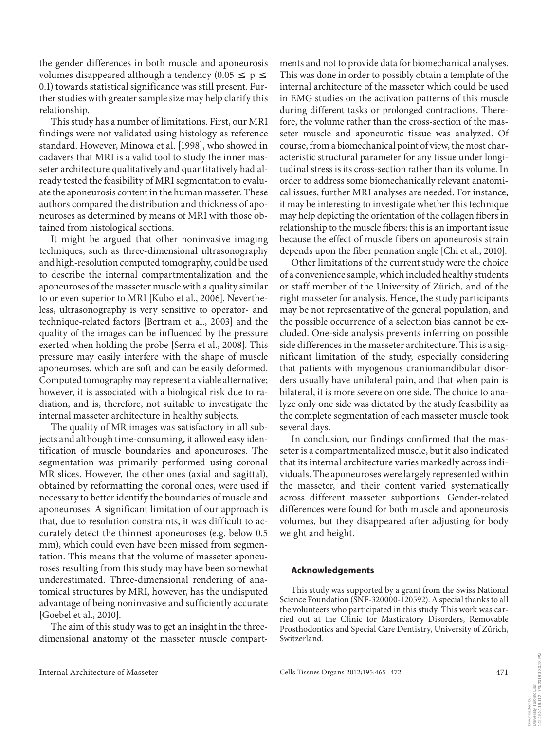the gender differences in both muscle and aponeurosis volumes disappeared although a tendency ($0.05 \leq p \leq 0.1$) towards statistical significance was still present. Further studies with greater sample size may help clarify this relationship.

This study has a number of limitations. First, our MRI findings were not validated using histology as reference standard. However, Minowa et al. [1998], who showed in cadavers that MRI is a valid tool to study the inner masseter architecture qualitatively and quantitatively had already tested the feasibility of MRI segmentation to evaluate the aponeurosis content in the human masseter. These authors compared the distribution and thickness of aponeuroses as determined by means of MRI with those obtained from histological sections.

It might be argued that other noninvasive imaging techniques, such as three-dimensional ultrasonography and high-resolution computed tomography, could be used to describe the internal compartmentalization and the aponeuroses of the masseter muscle with a quality similar to or even superior to MRI [Kubo et al., 2006]. Nevertheless, ultrasonography is very sensitive to operator- and technique-related factors [Bertram et al., 2003] and the quality of the images can be influenced by the pressure exerted when holding the probe [Serra et al., 2008]. This pressure may easily interfere with the shape of muscle aponeuroses, which are soft and can be easily deformed. Computed tomography may represent a viable alternative; however, it is associated with a biological risk due to radiation, and is, therefore, not suitable to investigate the internal masseter architecture in healthy subjects.

The quality of MR images was satisfactory in all subjects and although time-consuming, it allowed easy identification of muscle boundaries and aponeuroses. The segmentation was primarily performed using coronal MR slices. However, the other ones (axial and sagittal), obtained by reformatting the coronal ones, were used if necessary to better identify the boundaries of muscle and aponeuroses. A significant limitation of our approach is that, due to resolution constraints, it was difficult to accurately detect the thinnest aponeuroses (e.g. below 0.5 mm), which could even have been missed from segmentation. This means that the volume of masseter aponeuroses resulting from this study may have been somewhat underestimated. Three-dimensional rendering of anatomical structures by MRI, however, has the undisputed advantage of being noninvasive and sufficiently accurate [Goebel et al., 2010].

The aim of this study was to get an insight in the three-dimensional anatomy of the masseter muscle compartments and not to provide data for biomechanical analyses. This was done in order to possibly obtain a template of the internal architecture of the masseter which could be used in EMG studies on the activation patterns of this muscle during different tasks or prolonged contractions. Therefore, the volume rather than the cross-section of the masseter muscle and aponeurotic tissue was analyzed. Of course, from a biomechanical point of view, the most characteristic structural parameter for any tissue under longitudinal stress is its cross-section rather than its volume. In order to address some biomechanically relevant anatomical issues, further MRI analyses are needed. For instance, it may be interesting to investigate whether this technique may help depicting the orientation of the collagen fibers in relationship to the muscle fibers; this is an important issue because the effect of muscle fibers on aponeurosis strain depends upon the fiber pennation angle [Chi et al., 2010].

Other limitations of the current study were the choice of a convenience sample, which included healthy students or staff member of the University of Zürich, and of the right masseter for analysis. Hence, the study participants may be not representative of the general population, and the possible occurrence of a selection bias cannot be excluded. One-side analysis prevents inferring on possible side differences in the masseter architecture. This is a significant limitation of the study, especially considering that patients with myogenous craniomandibular disorders usually have unilateral pain, and that when pain is bilateral, it is more severe on one side. The choice to analyze only one side was dictated by the study feasibility as the complete segmentation of each masseter muscle took several days.

In conclusion, our findings confirmed that the masseter is a compartmentalized muscle, but it also indicated that its internal architecture varies markedly across individuals. The aponeuroses were largely represented within the masseter, and their content varied systematically across different masseter subportions. Gender-related differences were found for both muscle and aponeurosis volumes, but they disappeared after adjusting for body weight and height.

### Acknowledgements

This study was supported by a grant from the Swiss National Science Foundation (SNF-320000-120592). A special thanks to all the volunteers who participated in this study. This work was carried out at the Clinic for Masticatory Disorders, Removable Prosthodontics and Special Care Dentistry, University of Zürich, Switzerland.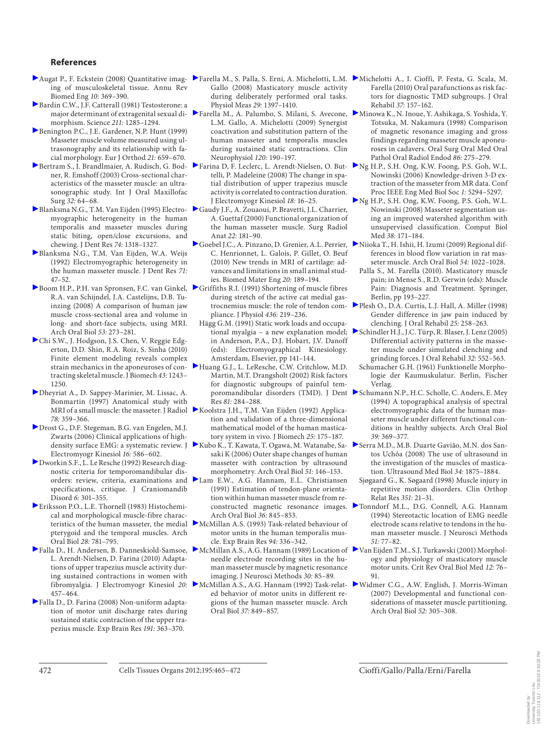## References

- Augat P., F. Eckstein (2008) Quantitative imaging of musculoskeletal tissue. Annu Rev Biomed Eng *10:* 369–390.
- Bardin C.W., J.F. Catterall (1981) Testosterone: a major determinant of extragenital sexual dimorphism. Science *211:* 1285–1294.
- Benington P.C., J.E. Gardener, N.P. Hunt (1999) Masseter muscle volume measured using ultrasonography and its relationship with facial morphology. Eur J Orthod *21:* 659–670.
- Bertram S., I. Brandlmaier, A. Rudisch, G. Bodner, R. Emshoff (2003) Cross-sectional characteristics of the masseter muscle: an ultrasonographic study. Int J Oral Maxillofac Surg *32:* 64–68.
- Blanksma N.G., T.M. Van Eijden (1995) Electromyographic heterogeneity in the human temporalis and masseter muscles during static biting, open/close excursions, and chewing. J Dent Res *74:* 1318–1327.
- Blanksma N.G., T.M. Van Eijden, W.A. Weijs (1992) Electromyographic heterogeneity in the human masseter muscle. J Dent Res *71:* 47–52.
- Boom H.P., P.H. van Spronsen, F.C. van Ginkel, R.A. van Schijndel, J.A. Castelijns, D.B. Tuinzing (2008) A comparison of human jaw muscle cross-sectional area and volume in long- and short-face subjects, using MRI. Arch Oral Biol *53:* 273–281.
- Chi S.W., J. Hodgson, J.S. Chen, V. Reggie Edgerton, D.D. Shin, R.A. Roiz, S. Sinha (2010) Finite element modeling reveals complex strain mechanics in the aponeuroses of contracting skeletal muscle. J Biomech *43:* 1243–1250.
- Dheyriat A., D. Sappey-Marinier, M. Lissac, A. Bonmartin (1997) Anatomical study with MRI of a small muscle: the masseter. J Radiol *78:* 359–366.
- Drost G., D.F. Stegeman, B.G. van Engelen, M.J. Zwarts (2006) Clinical applications of high-density surface EMG: a systematic review. J Electromyogr Kinesiol *16:* 586–602.
- Dworkin S.F., L. Le Resche (1992) Research diagnostic criteria for temporomandibular disorders: review, criteria, examinations and specifications, critique. J Craniomandib Disord *6:* 301–355.
- Eriksson P.O., L.E. Thornell (1983) Histochemical and morphological muscle-fibre characteristics of the human masseter, the medial pterygoid and the temporal muscles. Arch Oral Biol *28:* 781–795.
- Falla D., H. Andersen, B. Danneskiold-Samsoe, L. Arendt-Nielsen, D. Farina (2010) Adaptations of upper trapezius muscle activity during sustained contractions in women with fibromyalgia. J Electromyogr Kinesiol *20:* 457–464.
- Falla D., D. Farina (2008) Non-uniform adaptation of motor unit discharge rates during sustained static contraction of the upper trapezius muscle. Exp Brain Res *191:* 363–370.
- Farella M., S. Palla, S. Erni, A. Michelotti, L.M. Gallo (2008) Masticatory muscle activity during deliberately performed oral tasks. Physiol Meas *29:* 1397–1410.
- Farella M., A. Palumbo, S. Milani, S. Avecone, L.M. Gallo, A. Michelotti (2009) Synergist coactivation and substitution pattern of the human masseter and temporalis muscles during sustained static contractions. Clin Neurophysiol *120:* 190–197.
- Farina D, F. Leclerc, L. Arendt-Nielsen, O. Buttelli, P. Madeleine (2008) The change in spatial distribution of upper trapezius muscle activity is correlated to contraction duration. J Electromyogr Kinesiol *18:* 16–25.
- Gaudy J.F., A. Zouaoui, P. Bravetti, J.L. Charrier, A. Guettaf (2000) Functional organization of the human masseter muscle. Surg Radiol Anat *22:* 181–90.
- Goebel J.C., A. Pinzano, D. Grenier, A.L. Perrier, C. Henrionnet, L. Galois, P. Gillet, O. Beuf (2010) New trends in MRI of cartilage: advances and limitations in small animal studies. Biomed Mater Eng *20:* 189–194.
- Griffiths R.I. (1991) Shortening of muscle fibres during stretch of the active cat medial gastrocnemius muscle: the role of tendon compliance. J Physiol *436:* 219–236.
- Hägg G.M. (1991) Static work loads and occupational myalgia – a new explanation model; in Anderson, P.A., D.J. Hobart, J.V. Danoff (eds): Electromyographical Kinesiology. Amsterdam, Elsevier, pp 141–144.
- Huang G.J., L. LeResche, C.W. Critchlow, M.D. Martin, M.T. Drangsholt (2002) Risk factors for diagnostic subgroups of painful temporomandibular disorders (TMD). J Dent Res *81:* 284–288.
- Koolstra J.H., T.M. Van Eijden (1992) Application and validation of a three-dimensional mathematical model of the human masticatory system in vivo. J Biomech *25:* 175–187.
- Kubo K., T. Kawata, T. Ogawa, M. Watanabe, Sasaki K (2006) Outer shape changes of human masseter with contraction by ultrasound morphometry. Arch Oral Biol *51:* 146–153.
- Lam E.W., A.G. Hannam, E.L. Christiansen (1991) Estimation of tendon-plane orientation within human masseter muscle from reconstructed magnetic resonance images. Arch Oral Biol *36:* 845–853.
- McMillan A.S. (1993) Task-related behaviour of motor units in the human temporalis muscle. Exp Brain Res *94:* 336–342.
- McMillan A.S., A.G. Hannam (1989) Location of needle electrode recording sites in the human masseter muscle by magnetic resonance imaging. J Neurosci Methods *30:* 85–89.
- McMillan A.S., A.G. Hannam (1992) Task-related behavior of motor units in different regions of the human masseter muscle. Arch Oral Biol *37:* 849–857.
- Michelotti A., I. Cioffi, P. Festa, G. Scala, M. Farella (2010) Oral parafunctions as risk factors for diagnostic TMD subgroups. J Oral Rehabil *37:* 157–162.
- Minowa K., N. Inoue, Y. Ashikaga, S. Yoshida, Y. Totsuka, M. Nakamura (1998) Comparison of magnetic resonance imaging and gross findings regarding masseter muscle aponeuroses in cadavers. Oral Surg Oral Med Oral Pathol Oral Radiol Endod *86:* 275–279.
- Ng H.P., S.H. Ong, K.W. Foong, P.S. Goh, W.L. Nowinski (2006) Knowledge-driven 3-D extraction of the masseter from MR data. Conf Proc IEEE Eng Med Biol Soc *1:* 5294–5297.
- Ng H.P., S.H. Ong, K.W. Foong, P.S. Goh, W.L. Nowinski (2008) Masseter segmentation using an improved watershed algorithm with unsupervised classification. Comput Biol Med *38:* 171–184.
- Niioka T., H. Ishii, H. Izumi (2009) Regional differences in blood flow variation in rat masseter muscle. Arch Oral Biol *54:* 1022–1028.
- Palla S., M. Farella (2010). Masticatory muscle pain; in Mense S., R.D. Gerwin (eds): Muscle Pain: Diagnosis and Treatment. Springer, Berlin, pp 193–227.
- Plesh O., D.A. Curtis, L.J. Hall, A. Miller (1998) Gender difference in jaw pain induced by clenching. J Oral Rehabil *25:* 258–263.
- Schindler H.J., J.C. Türp, R. Blaser, J. Lenz (2005) Differential activity patterns in the masseter muscle under simulated clenching and grinding forces. J Oral Rehabil *32:* 552–563.
- Schumacher G.H. (1961) Funktionelle Morphologie der Kaumuskulatur. Berlin, Fischer Verlag.
- Schumann N.P., H.C. Scholle, C. Anders, E. Mey (1994) A topographical analysis of spectral electromyographic data of the human masseter muscle under different functional conditions in healthy subjects. Arch Oral Biol *39:* 369–377.
- Serra M.D., M.B. Duarte Gavião, M.N. dos Santos Uchôa (2008) The use of ultrasound in the investigation of the muscles of mastication. Ultrasound Med Biol *34:* 1875–1884.
- Sjøgaard G., K. Søgaard (1998) Muscle injury in repetitive motion disorders. Clin Orthop Relat Res *351:* 21–31.
- Tonndorf M.L., D.G. Connell, A.G. Hannam (1994) Stereotactic location of EMG needle electrode scans relative to tendons in the human masseter muscle. J Neurosci Methods *51:* 77–82.
- Van Eijden T.M., S.J. Turkawski (2001) Morphology and physiology of masticatory muscle motor units. Crit Rev Oral Biol Med *12:* 76–91.
- Widmer C.G., A.W. English, J. Morris-Wiman (2007) Developmental and functional considerations of masseter muscle partitioning. Arch Oral Biol *52:* 305–308.